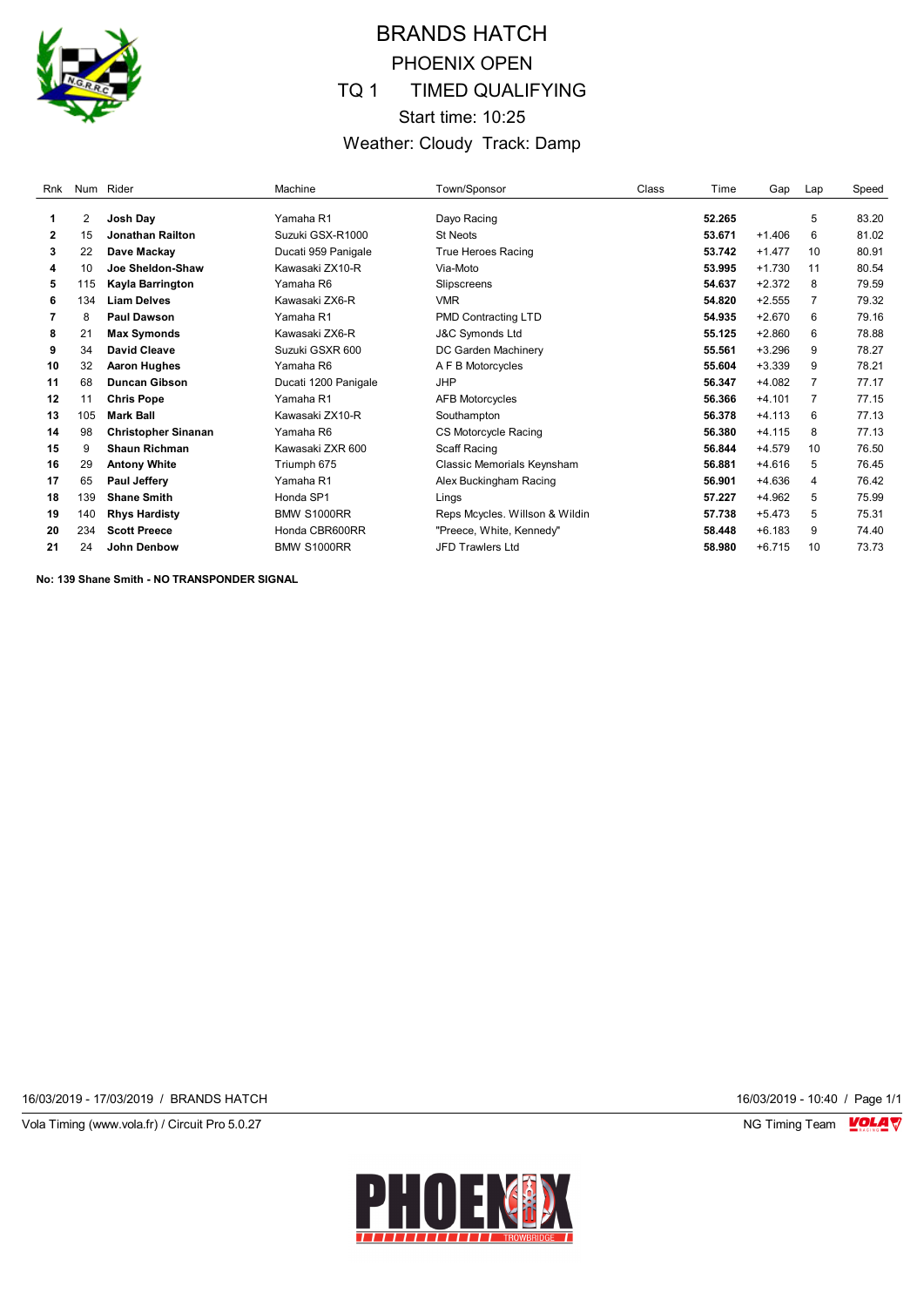# BRANDS HATCH

## PHOENIX OPEN

## TQ 1 TIMED QUALIFYING

Start time: 10:25

Weather: Cloudy Track: Damp

| Rnk | Num | Rider | Machine | Town/Sponsor | Class | Time | Gap | Lap | Speed |
|---|---|---|---|---|---|---|---|---|---|
| **1** | 2 | **Josh Day** | Yamaha R1 | Dayo Racing | | **52.265** | | 5 | 83.20 |
| **2** | 15 | **Jonathan Railton** | Suzuki GSX-R1000 | St Neots | | **53.671** | +1.406 | 6 | 81.02 |
| **3** | 22 | **Dave Mackay** | Ducati 959 Panigale | True Heroes Racing | | **53.742** | +1.477 | 10 | 80.91 |
| **4** | 10 | **Joe Sheldon-Shaw** | Kawasaki ZX10-R | Via-Moto | | **53.995** | +1.730 | 11 | 80.54 |
| **5** | 115 | **Kayla Barrington** | Yamaha R6 | Slipscreens | | **54.637** | +2.372 | 8 | 79.59 |
| **6** | 134 | **Liam Delves** | Kawasaki ZX6-R | VMR | | **54.820** | +2.555 | 7 | 79.32 |
| **7** | 8 | **Paul Dawson** | Yamaha R1 | PMD Contracting LTD | | **54.935** | +2.670 | 6 | 79.16 |
| **8** | 21 | **Max Symonds** | Kawasaki ZX6-R | J&C Symonds Ltd | | **55.125** | +2.860 | 6 | 78.88 |
| **9** | 34 | **David Cleave** | Suzuki GSXR 600 | DC Garden Machinery | | **55.561** | +3.296 | 9 | 78.27 |
| **10** | 32 | **Aaron Hughes** | Yamaha R6 | A F B Motorcycles | | **55.604** | +3.339 | 9 | 78.21 |
| **11** | 68 | **Duncan Gibson** | Ducati 1200 Panigale | JHP | | **56.347** | +4.082 | 7 | 77.17 |
| **12** | 11 | **Chris Pope** | Yamaha R1 | AFB Motorcycles | | **56.366** | +4.101 | 7 | 77.15 |
| **13** | 105 | **Mark Ball** | Kawasaki ZX10-R | Southampton | | **56.378** | +4.113 | 6 | 77.13 |
| **14** | 98 | **Christopher Sinanan** | Yamaha R6 | CS Motorcycle Racing | | **56.380** | +4.115 | 8 | 77.13 |
| **15** | 9 | **Shaun Richman** | Kawasaki ZXR 600 | Scaff Racing | | **56.844** | +4.579 | 10 | 76.50 |
| **16** | 29 | **Antony White** | Triumph 675 | Classic Memorials Keynsham | | **56.881** | +4.616 | 5 | 76.45 |
| **17** | 65 | **Paul Jeffery** | Yamaha R1 | Alex Buckingham Racing | | **56.901** | +4.636 | 4 | 76.42 |
| **18** | 139 | **Shane Smith** | Honda SP1 | Lings | | **57.227** | +4.962 | 5 | 75.99 |
| **19** | 140 | **Rhys Hardisty** | BMW S1000RR | Reps Mcycles. Willson & Wildin | | **57.738** | +5.473 | 5 | 75.31 |
| **20** | 234 | **Scott Preece** | Honda CBR600RR | "Preece, White, Kennedy" | | **58.448** | +6.183 | 9 | 74.40 |
| **21** | 24 | **John Denbow** | BMW S1000RR | JFD Trawlers Ltd | | **58.980** | +6.715 | 10 | 73.73 |

**No: 139 Shane Smith - NO TRANSPONDER SIGNAL**

16/03/2019 - 17/03/2019 / BRANDS HATCH

16/03/2019 - 10:40

Vola Timing (www.vola.fr) / Circuit Pro 5.0.27

NG Timing Team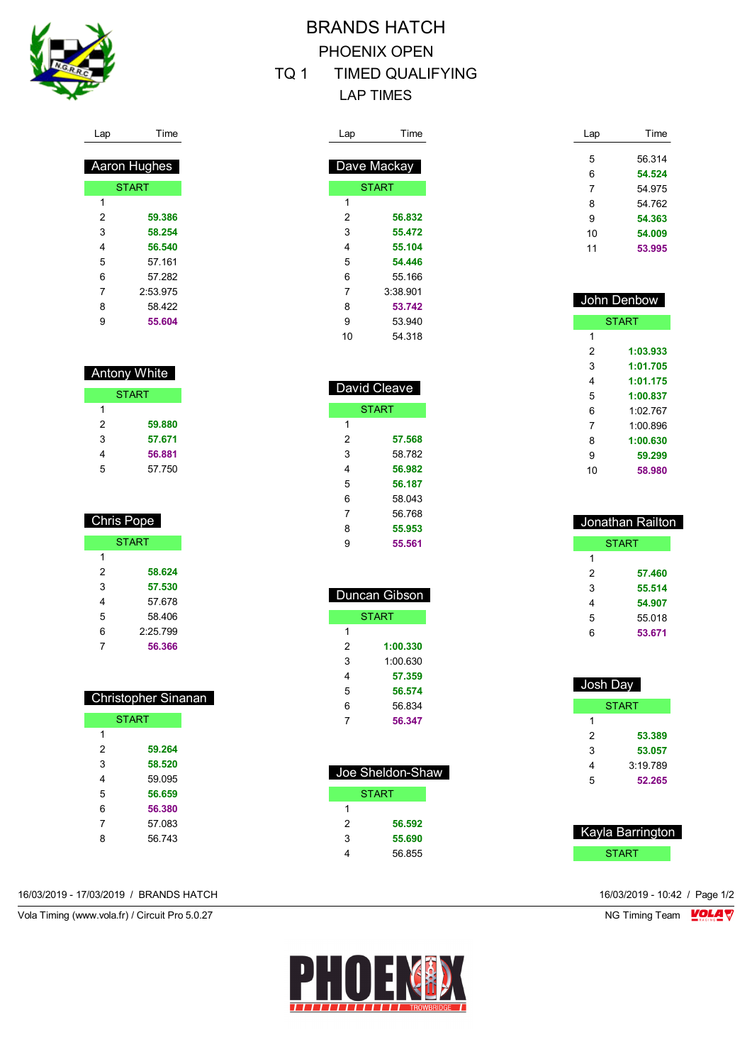# BRANDS HATCH

## PHOENIX OPEN

## TQ 1 TIMED QUALIFYING

## LAP TIMES

### Aaron Hughes

| Lap | Time |
|---|---|
| START | |
| 1 | |
| 2 | **59.386** |
| 3 | **58.254** |
| 4 | **56.540** |
| 5 | 57.161 |
| 6 | 57.282 |
| 7 | 2:53.975 |
| 8 | 58.422 |
| 9 | **55.604** |

### Antony White

| Lap | Time |
|---|---|
| START | |
| 1 | |
| 2 | **59.880** |
| 3 | **57.671** |
| 4 | **56.881** |
| 5 | 57.750 |

### Chris Pope

| Lap | Time |
|---|---|
| START | |
| 1 | |
| 2 | **58.624** |
| 3 | **57.530** |
| 4 | 57.678 |
| 5 | 58.406 |
| 6 | 2:25.799 |
| 7 | **56.366** |

### Christopher Sinanan

| Lap | Time |
|---|---|
| START | |
| 1 | |
| 2 | **59.264** |
| 3 | **58.520** |
| 4 | 59.095 |
| 5 | **56.659** |
| 6 | **56.380** |
| 7 | 57.083 |
| 8 | 56.743 |

### Dave Mackay

| Lap | Time |
|---|---|
| START | |
| 1 | |
| 2 | **56.832** |
| 3 | **55.472** |
| 4 | **55.104** |
| 5 | **54.446** |
| 6 | 55.166 |
| 7 | 3:38.901 |
| 8 | **53.742** |
| 9 | 53.940 |
| 10 | 54.318 |

### David Cleave

| Lap | Time |
|---|---|
| START | |
| 1 | |
| 2 | **57.568** |
| 3 | 58.782 |
| 4 | **56.982** |
| 5 | **56.187** |
| 6 | 58.043 |
| 7 | 56.768 |
| 8 | **55.953** |
| 9 | **55.561** |

### Duncan Gibson

| Lap | Time |
|---|---|
| START | |
| 1 | |
| 2 | **1:00.330** |
| 3 | 1:00.630 |
| 4 | **57.359** |
| 5 | **56.574** |
| 6 | 56.834 |
| 7 | **56.347** |

### Joe Sheldon-Shaw

| Lap | Time |
|---|---|
| START | |
| 1 | |
| 2 | **56.592** |
| 3 | **55.690** |
| 4 | 56.855 |

| Lap | Time |
|---|---|
| 5 | 56.314 |
| 6 | **54.524** |
| 7 | 54.975 |
| 8 | 54.762 |
| 9 | **54.363** |
| 10 | **54.009** |
| 11 | **53.995** |

### John Denbow

| Lap | Time |
|---|---|
| START | |
| 1 | |
| 2 | **1:03.933** |
| 3 | **1:01.705** |
| 4 | **1:01.175** |
| 5 | **1:00.837** |
| 6 | 1:02.767 |
| 7 | 1:00.896 |
| 8 | **1:00.630** |
| 9 | **59.299** |
| 10 | **58.980** |

### Jonathan Railton

| Lap | Time |
|---|---|
| START | |
| 1 | |
| 2 | **57.460** |
| 3 | **55.514** |
| 4 | **54.907** |
| 5 | 55.018 |
| 6 | **53.671** |

### Josh Day

| Lap | Time |
|---|---|
| START | |
| 1 | |
| 2 | **53.389** |
| 3 | **53.057** |
| 4 | 3:19.789 |
| 5 | **52.265** |

### Kayla Barrington

| Lap | Time |
|---|---|
| START | |

16/03/2019 - 17/03/2019 / BRANDS HATCH

16/03/2019 - 10:42

Vola Timing (www.vola.fr) / Circuit Pro 5.0.27

NG Timing Team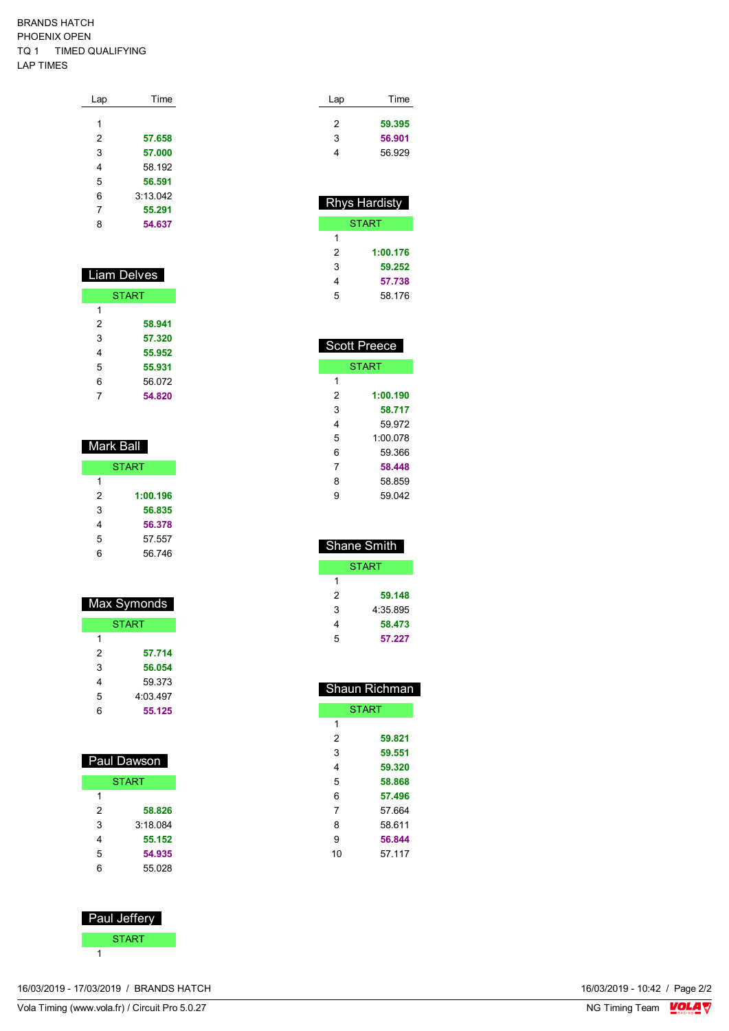BRANDS HATCH
PHOENIX OPEN
TQ 1 TIMED QUALIFYING
LAP TIMES

| Lap | Time |
|---|---|
| 1 | |
| 2 | **57.658** |
| 3 | **57.000** |
| 4 | 58.192 |
| 5 | **56.591** |
| 6 | 3:13.042 |
| 7 | **55.291** |
| 8 | **54.637** |

## Liam Delves

| Lap | Time |
|---|---|
| START | |
| 1 | |
| 2 | **58.941** |
| 3 | **57.320** |
| 4 | **55.952** |
| 5 | **55.931** |
| 6 | 56.072 |
| 7 | **54.820** |

## Mark Ball

| Lap | Time |
|---|---|
| START | |
| 1 | |
| 2 | **1:00.196** |
| 3 | **56.835** |
| 4 | **56.378** |
| 5 | 57.557 |
| 6 | 56.746 |

## Max Symonds

| Lap | Time |
|---|---|
| START | |
| 1 | |
| 2 | **57.714** |
| 3 | **56.054** |
| 4 | 59.373 |
| 5 | 4:03.497 |
| 6 | **55.125** |

## Paul Dawson

| Lap | Time |
|---|---|
| START | |
| 1 | |
| 2 | **58.826** |
| 3 | 3:18.084 |
| 4 | **55.152** |
| 5 | **54.935** |
| 6 | 55.028 |

## Paul Jeffery

| Lap | Time |
|---|---|
| START | |
| 1 | |
| 2 | **59.395** |
| 3 | **56.901** |
| 4 | 56.929 |

## Rhys Hardisty

| Lap | Time |
|---|---|
| START | |
| 1 | |
| 2 | **1:00.176** |
| 3 | **59.252** |
| 4 | **57.738** |
| 5 | 58.176 |

## Scott Preece

| Lap | Time |
|---|---|
| START | |
| 1 | |
| 2 | **1:00.190** |
| 3 | **58.717** |
| 4 | 59.972 |
| 5 | 1:00.078 |
| 6 | 59.366 |
| 7 | **58.448** |
| 8 | 58.859 |
| 9 | 59.042 |

## Shane Smith

| Lap | Time |
|---|---|
| START | |
| 1 | |
| 2 | **59.148** |
| 3 | 4:35.895 |
| 4 | **58.473** |
| 5 | **57.227** |

## Shaun Richman

| Lap | Time |
|---|---|
| START | |
| 1 | |
| 2 | **59.821** |
| 3 | **59.551** |
| 4 | **59.320** |
| 5 | **58.868** |
| 6 | **57.496** |
| 7 | 57.664 |
| 8 | 58.611 |
| 9 | **56.844** |
| 10 | 57.117 |

16/03/2019 - 17/03/2019 / BRANDS HATCH
16/03/2019 - 10:42

Vola Timing (www.vola.fr) / Circuit Pro 5.0.27
NG Timing Team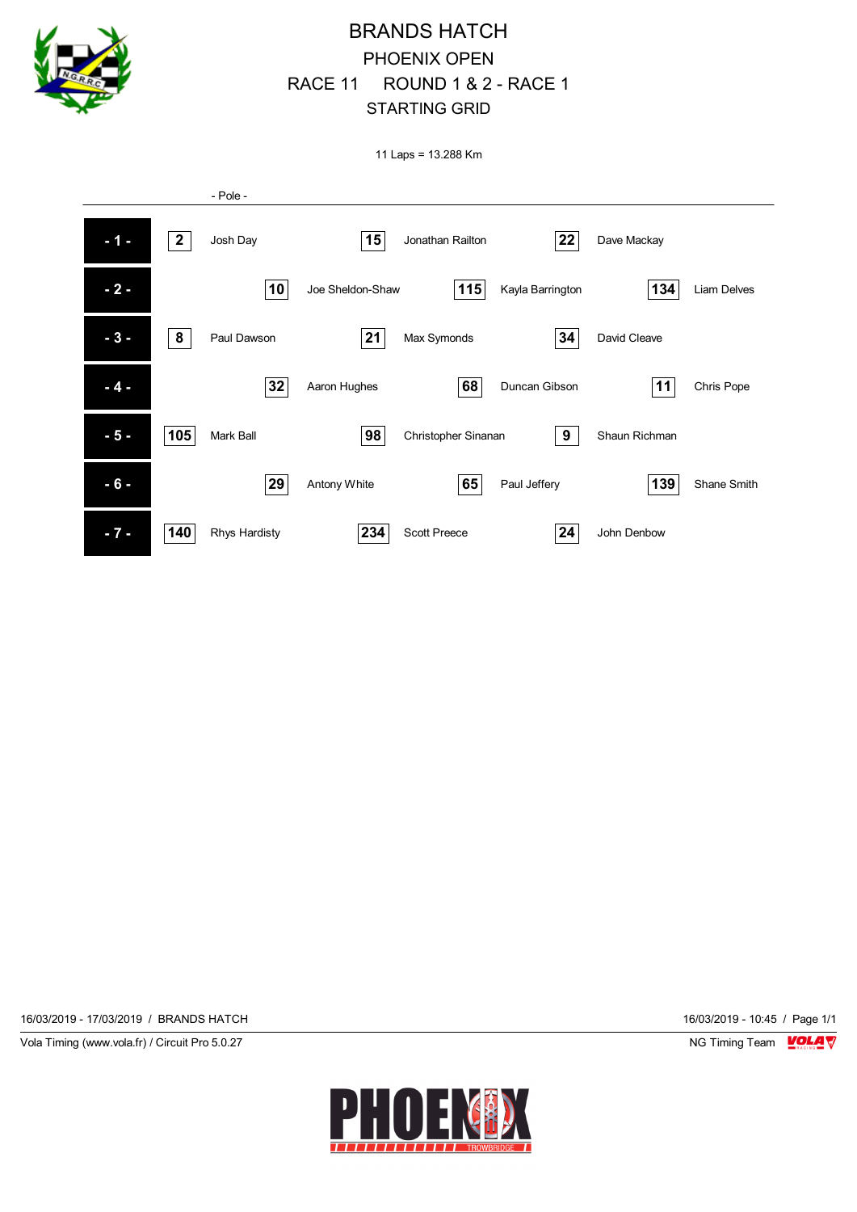# BRANDS HATCH

## PHOENIX OPEN

## RACE 11 ROUND 1 & 2 - RACE 1

## STARTING GRID

11 Laps = 13.288 Km

- Pole -

| Row | No. | Driver | No. | Driver | No. | Driver |
|---|---|---|---|---|---|---|
| - 1 - | 2 | Josh Day | 15 | Jonathan Railton | 22 | Dave Mackay |
| - 2 - | 10 | Joe Sheldon-Shaw | 115 | Kayla Barrington | 134 | Liam Delves |
| - 3 - | 8 | Paul Dawson | 21 | Max Symonds | 34 | David Cleave |
| - 4 - | 32 | Aaron Hughes | 68 | Duncan Gibson | 11 | Chris Pope |
| - 5 - | 105 | Mark Ball | 98 | Christopher Sinanan | 9 | Shaun Richman |
| - 6 - | 29 | Antony White | 65 | Paul Jeffery | 139 | Shane Smith |
| - 7 - | 140 | Rhys Hardisty | 234 | Scott Preece | 24 | John Denbow |

16/03/2019 - 17/03/2019 / BRANDS HATCH

16/03/2019 - 10:45 / Page 1/1

Vola Timing (www.vola.fr) / Circuit Pro 5.0.27

NG Timing Team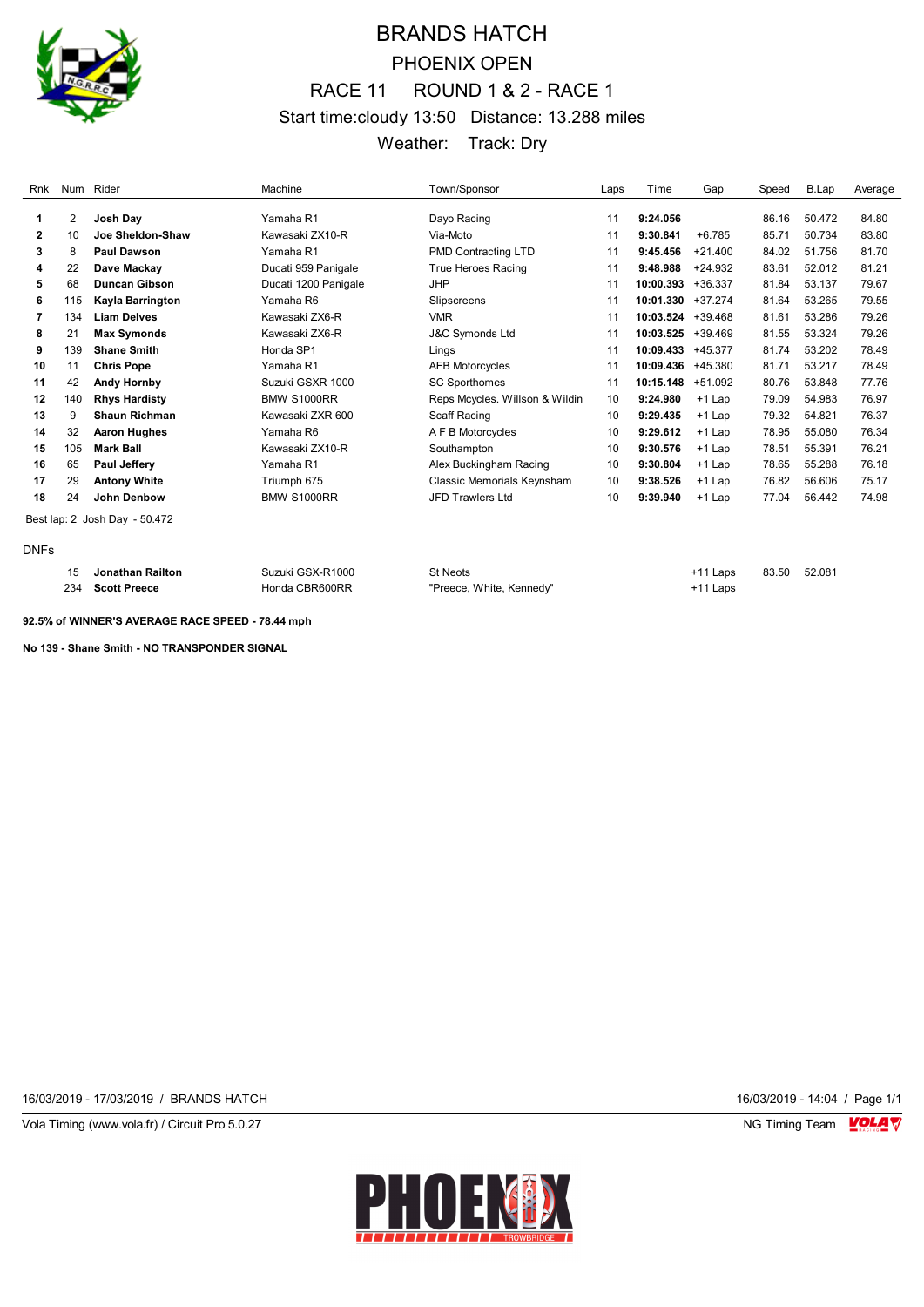# BRANDS HATCH

## PHOENIX OPEN

## RACE 11 ROUND 1 & 2 - RACE 1

Start time:cloudy 13:50 Distance: 13.288 miles

Weather: Track: Dry

| Rnk | Num | Rider | Machine | Town/Sponsor | Laps | Time | Gap | Speed | B.Lap | Average |
|---|---|---|---|---|---|---|---|---|---|---|
| **1** | 2 | **Josh Day** | Yamaha R1 | Dayo Racing | 11 | **9:24.056** | | 86.16 | 50.472 | 84.80 |
| **2** | 10 | **Joe Sheldon-Shaw** | Kawasaki ZX10-R | Via-Moto | 11 | **9:30.841** | +6.785 | 85.71 | 50.734 | 83.80 |
| **3** | 8 | **Paul Dawson** | Yamaha R1 | PMD Contracting LTD | 11 | **9:45.456** | +21.400 | 84.02 | 51.756 | 81.70 |
| **4** | 22 | **Dave Mackay** | Ducati 959 Panigale | True Heroes Racing | 11 | **9:48.988** | +24.932 | 83.61 | 52.012 | 81.21 |
| **5** | 68 | **Duncan Gibson** | Ducati 1200 Panigale | JHP | 11 | **10:00.393** | +36.337 | 81.84 | 53.137 | 79.67 |
| **6** | 115 | **Kayla Barrington** | Yamaha R6 | Slipscreens | 11 | **10:01.330** | +37.274 | 81.64 | 53.265 | 79.55 |
| **7** | 134 | **Liam Delves** | Kawasaki ZX6-R | VMR | 11 | **10:03.524** | +39.468 | 81.61 | 53.286 | 79.26 |
| **8** | 21 | **Max Symonds** | Kawasaki ZX6-R | J&C Symonds Ltd | 11 | **10:03.525** | +39.469 | 81.55 | 53.324 | 79.26 |
| **9** | 139 | **Shane Smith** | Honda SP1 | Lings | 11 | **10:09.433** | +45.377 | 81.74 | 53.202 | 78.49 |
| **10** | 11 | **Chris Pope** | Yamaha R1 | AFB Motorcycles | 11 | **10:09.436** | +45.380 | 81.71 | 53.217 | 78.49 |
| **11** | 42 | **Andy Hornby** | Suzuki GSXR 1000 | SC Sporthomes | 11 | **10:15.148** | +51.092 | 80.76 | 53.848 | 77.76 |
| **12** | 140 | **Rhys Hardisty** | BMW S1000RR | Reps Mcycles. Willson & Wildin | 10 | **9:24.980** | +1 Lap | 79.09 | 54.983 | 76.97 |
| **13** | 9 | **Shaun Richman** | Kawasaki ZXR 600 | Scaff Racing | 10 | **9:29.435** | +1 Lap | 79.32 | 54.821 | 76.37 |
| **14** | 32 | **Aaron Hughes** | Yamaha R6 | A F B Motorcycles | 10 | **9:29.612** | +1 Lap | 78.95 | 55.080 | 76.34 |
| **15** | 105 | **Mark Ball** | Kawasaki ZX10-R | Southampton | 10 | **9:30.576** | +1 Lap | 78.51 | 55.391 | 76.21 |
| **16** | 65 | **Paul Jeffery** | Yamaha R1 | Alex Buckingham Racing | 10 | **9:30.804** | +1 Lap | 78.65 | 55.288 | 76.18 |
| **17** | 29 | **Antony White** | Triumph 675 | Classic Memorials Keynsham | 10 | **9:38.526** | +1 Lap | 76.82 | 56.606 | 75.17 |
| **18** | 24 | **John Denbow** | BMW S1000RR | JFD Trawlers Ltd | 10 | **9:39.940** | +1 Lap | 77.04 | 56.442 | 74.98 |

Best lap: 2 Josh Day - 50.472

DNFs

| Rnk | Num | Rider | Machine | Town/Sponsor | Laps | Time | Gap | Speed | B.Lap | Average |
|---|---|---|---|---|---|---|---|---|---|---|
| | 15 | **Jonathan Railton** | Suzuki GSX-R1000 | St Neots | | | +11 Laps | 83.50 | 52.081 | |
| | 234 | **Scott Preece** | Honda CBR600RR | "Preece, White, Kennedy" | | | +11 Laps | | | |

**92.5% of WINNER'S AVERAGE RACE SPEED - 78.44 mph**

**No 139 - Shane Smith - NO TRANSPONDER SIGNAL**

16/03/2019 - 17/03/2019 / BRANDS HATCH 16/03/2019 - 14:04

Vola Timing (www.vola.fr) / Circuit Pro 5.0.27 NG Timing Team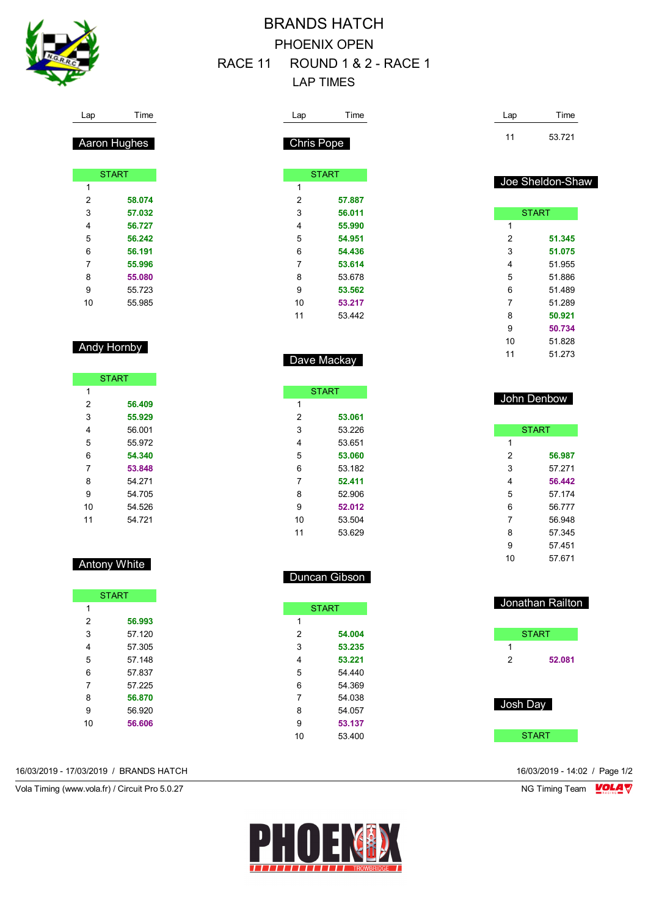# BRANDS HATCH

## PHOENIX OPEN

## RACE 11 ROUND 1 & 2 - RACE 1

## LAP TIMES

### Aaron Hughes

| Lap | Time |
|---|---|
| START | |
| 1 | |
| 2 | **58.074** |
| 3 | **57.032** |
| 4 | **56.727** |
| 5 | **56.242** |
| 6 | **56.191** |
| 7 | **55.996** |
| 8 | **55.080** |
| 9 | 55.723 |
| 10 | 55.985 |

### Andy Hornby

| Lap | Time |
|---|---|
| START | |
| 1 | |
| 2 | **56.409** |
| 3 | **55.929** |
| 4 | 56.001 |
| 5 | 55.972 |
| 6 | **54.340** |
| 7 | **53.848** |
| 8 | 54.271 |
| 9 | 54.705 |
| 10 | 54.526 |
| 11 | 54.721 |

### Antony White

| Lap | Time |
|---|---|
| START | |
| 1 | |
| 2 | **56.993** |
| 3 | 57.120 |
| 4 | 57.305 |
| 5 | 57.148 |
| 6 | 57.837 |
| 7 | 57.225 |
| 8 | **56.870** |
| 9 | 56.920 |
| 10 | **56.606** |

### Chris Pope

| Lap | Time |
|---|---|
| START | |
| 1 | |
| 2 | **57.887** |
| 3 | **56.011** |
| 4 | **55.990** |
| 5 | **54.951** |
| 6 | **54.436** |
| 7 | **53.614** |
| 8 | 53.678 |
| 9 | **53.562** |
| 10 | **53.217** |
| 11 | 53.442 |

### Dave Mackay

| Lap | Time |
|---|---|
| START | |
| 1 | |
| 2 | **53.061** |
| 3 | 53.226 |
| 4 | 53.651 |
| 5 | **53.060** |
| 6 | 53.182 |
| 7 | **52.411** |
| 8 | 52.906 |
| 9 | **52.012** |
| 10 | 53.504 |
| 11 | 53.629 |

### Duncan Gibson

| Lap | Time |
|---|---|
| START | |
| 1 | |
| 2 | **54.004** |
| 3 | **53.235** |
| 4 | **53.221** |
| 5 | 54.440 |
| 6 | 54.369 |
| 7 | 54.038 |
| 8 | 54.057 |
| 9 | **53.137** |
| 10 | 53.400 |
| 11 | 53.721 |

### Joe Sheldon-Shaw

| Lap | Time |
|---|---|
| START | |
| 1 | |
| 2 | **51.345** |
| 3 | **51.075** |
| 4 | 51.955 |
| 5 | 51.886 |
| 6 | 51.489 |
| 7 | 51.289 |
| 8 | **50.921** |
| 9 | **50.734** |
| 10 | 51.828 |
| 11 | 51.273 |

### John Denbow

| Lap | Time |
|---|---|
| START | |
| 1 | |
| 2 | **56.987** |
| 3 | 57.271 |
| 4 | **56.442** |
| 5 | 57.174 |
| 6 | 56.777 |
| 7 | 56.948 |
| 8 | 57.345 |
| 9 | 57.451 |
| 10 | 57.671 |

### Jonathan Railton

| Lap | Time |
|---|---|
| START | |
| 1 | |
| 2 | **52.081** |

### Josh Day

| Lap | Time |
|---|---|
| START | |

16/03/2019 - 17/03/2019 / BRANDS HATCH

16/03/2019 - 14:02

Vola Timing (www.vola.fr) / Circuit Pro 5.0.27

NG Timing Team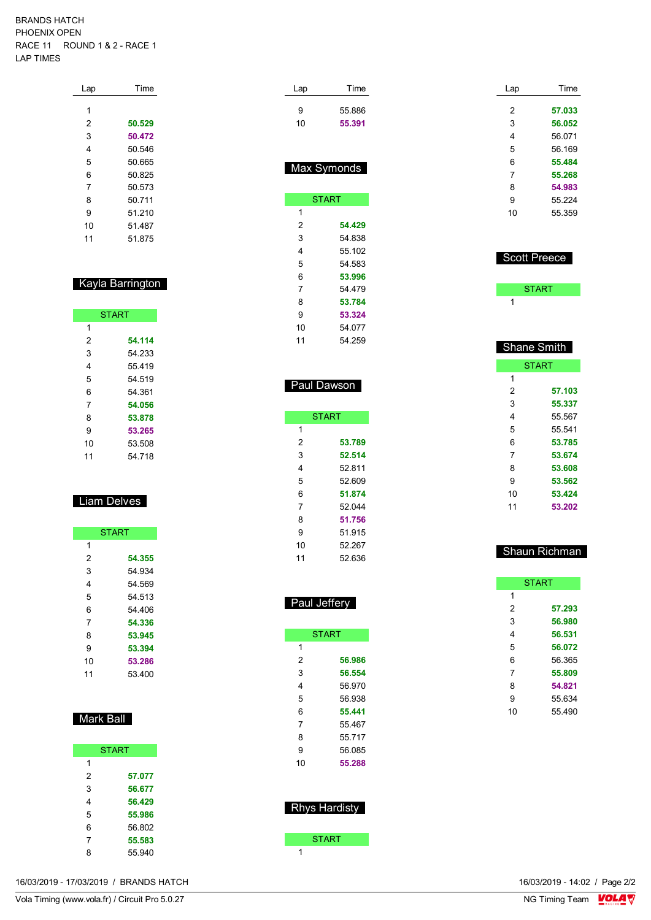BRANDS HATCH
PHOENIX OPEN
RACE 11 ROUND 1 & 2 - RACE 1
LAP TIMES

| Lap | Time |
|---|---|
| 1 | |
| 2 | **50.529** |
| 3 | **50.472** |
| 4 | 50.546 |
| 5 | 50.665 |
| 6 | 50.825 |
| 7 | 50.573 |
| 8 | 50.711 |
| 9 | 51.210 |
| 10 | 51.487 |
| 11 | 51.875 |

## Kayla Barrington

| Lap | Time |
|---|---|
| START | |
| 1 | |
| 2 | **54.114** |
| 3 | 54.233 |
| 4 | 55.419 |
| 5 | 54.519 |
| 6 | 54.361 |
| 7 | **54.056** |
| 8 | **53.878** |
| 9 | **53.265** |
| 10 | 53.508 |
| 11 | 54.718 |

## Liam Delves

| Lap | Time |
|---|---|
| START | |
| 1 | |
| 2 | **54.355** |
| 3 | 54.934 |
| 4 | 54.569 |
| 5 | 54.513 |
| 6 | 54.406 |
| 7 | **54.336** |
| 8 | **53.945** |
| 9 | **53.394** |
| 10 | **53.286** |
| 11 | 53.400 |

## Mark Ball

| Lap | Time |
|---|---|
| START | |
| 1 | |
| 2 | **57.077** |
| 3 | **56.677** |
| 4 | **56.429** |
| 5 | **55.986** |
| 6 | 56.802 |
| 7 | **55.583** |
| 8 | 55.940 |
| 9 | 55.886 |
| 10 | **55.391** |

## Max Symonds

| Lap | Time |
|---|---|
| START | |
| 1 | |
| 2 | **54.429** |
| 3 | 54.838 |
| 4 | 55.102 |
| 5 | 54.583 |
| 6 | **53.996** |
| 7 | 54.479 |
| 8 | **53.784** |
| 9 | **53.324** |
| 10 | 54.077 |
| 11 | 54.259 |

## Paul Dawson

| Lap | Time |
|---|---|
| START | |
| 1 | |
| 2 | **53.789** |
| 3 | **52.514** |
| 4 | 52.811 |
| 5 | 52.609 |
| 6 | **51.874** |
| 7 | 52.044 |
| 8 | **51.756** |
| 9 | 51.915 |
| 10 | 52.267 |
| 11 | 52.636 |

## Paul Jeffery

| Lap | Time |
|---|---|
| START | |
| 1 | |
| 2 | **56.986** |
| 3 | **56.554** |
| 4 | 56.970 |
| 5 | 56.938 |
| 6 | **55.441** |
| 7 | 55.467 |
| 8 | 55.717 |
| 9 | 56.085 |
| 10 | **55.288** |

## Rhys Hardisty

| Lap | Time |
|---|---|
| START | |
| 1 | |
| 2 | **57.033** |
| 3 | **56.052** |
| 4 | 56.071 |
| 5 | 56.169 |
| 6 | **55.484** |
| 7 | **55.268** |
| 8 | **54.983** |
| 9 | 55.224 |
| 10 | 55.359 |

## Scott Preece

| Lap | Time |
|---|---|
| START | |
| 1 | |

## Shane Smith

| Lap | Time |
|---|---|
| START | |
| 1 | |
| 2 | **57.103** |
| 3 | **55.337** |
| 4 | 55.567 |
| 5 | 55.541 |
| 6 | **53.785** |
| 7 | **53.674** |
| 8 | **53.608** |
| 9 | **53.562** |
| 10 | **53.424** |
| 11 | **53.202** |

## Shaun Richman

| Lap | Time |
|---|---|
| START | |
| 1 | |
| 2 | **57.293** |
| 3 | **56.980** |
| 4 | **56.531** |
| 5 | **56.072** |
| 6 | 56.365 |
| 7 | **55.809** |
| 8 | **54.821** |
| 9 | 55.634 |
| 10 | 55.490 |

16/03/2019 - 17/03/2019 / BRANDS HATCH
Vola Timing (www.vola.fr) / Circuit Pro 5.0.27
16/03/2019 - 14:02
NG Timing Team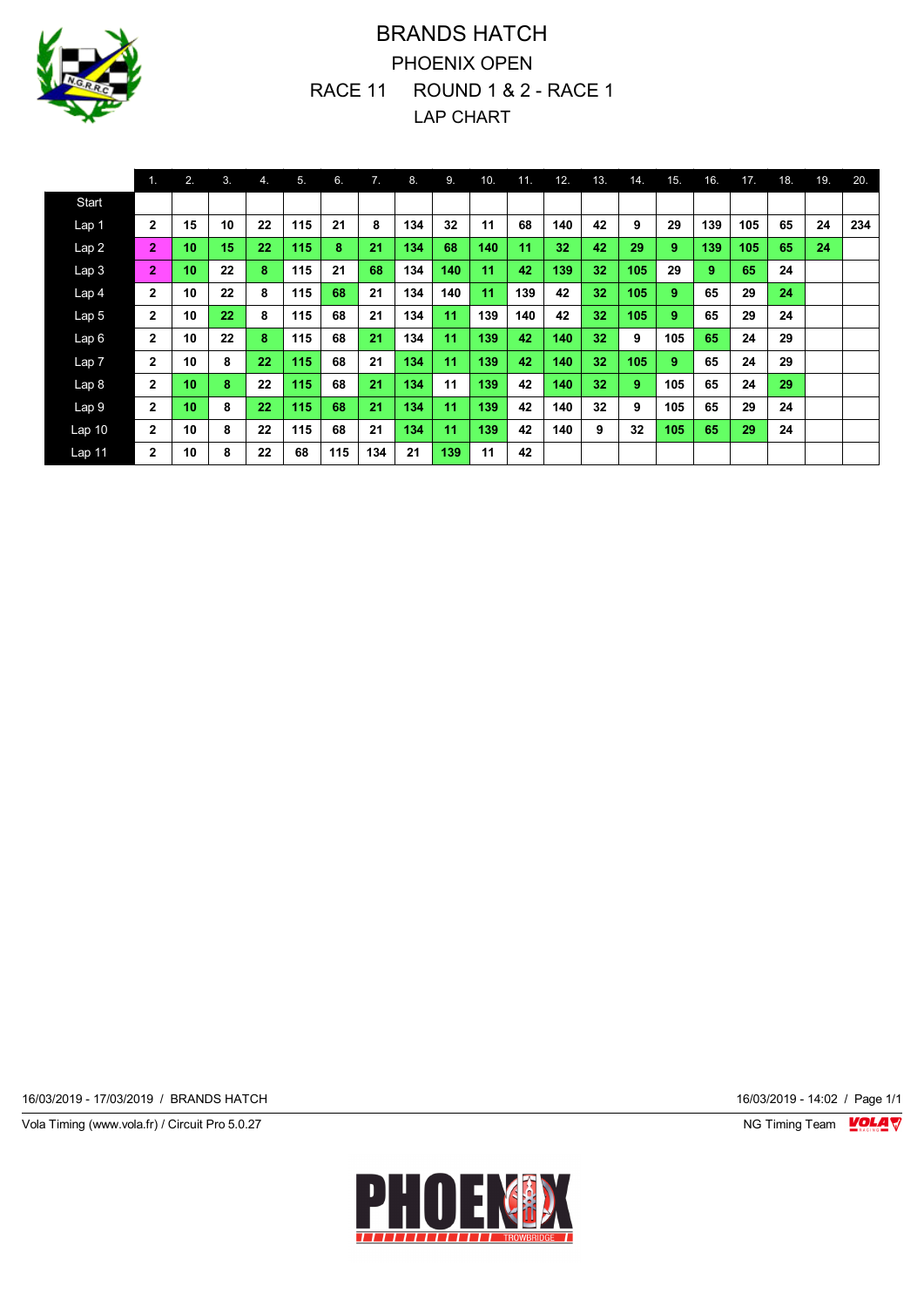# BRANDS HATCH

## PHOENIX OPEN

## RACE 11 ROUND 1 & 2 - RACE 1

## LAP CHART

| | 1. | 2. | 3. | 4. | 5. | 6. | 7. | 8. | 9. | 10. | 11. | 12. | 13. | 14. | 15. | 16. | 17. | 18. | 19. | 20. |
|---|---|---|---|---|---|---|---|---|---|---|---|---|---|---|---|---|---|---|---|---|
| Start | | | | | | | | | | | | | | | | | | | | |
| Lap 1 | 2 | 15 | 10 | 22 | 115 | 21 | 8 | 134 | 32 | 11 | 68 | 140 | 42 | 9 | 29 | 139 | 105 | 65 | 24 | 234 |
| Lap 2 | 2 | 10 | 15 | 22 | 115 | 8 | 21 | 134 | 68 | 140 | 11 | 32 | 42 | 29 | 9 | 139 | 105 | 65 | 24 | |
| Lap 3 | 2 | 10 | 22 | 8 | 115 | 21 | 68 | 134 | 140 | 11 | 42 | 139 | 32 | 105 | 29 | 9 | 65 | 24 | | |
| Lap 4 | 2 | 10 | 22 | 8 | 115 | 68 | 21 | 134 | 140 | 11 | 139 | 42 | 32 | 105 | 9 | 65 | 29 | 24 | | |
| Lap 5 | 2 | 10 | 22 | 8 | 115 | 68 | 21 | 134 | 11 | 139 | 140 | 42 | 32 | 105 | 9 | 65 | 29 | 24 | | |
| Lap 6 | 2 | 10 | 22 | 8 | 115 | 68 | 21 | 134 | 11 | 139 | 42 | 140 | 32 | 9 | 105 | 65 | 24 | 29 | | |
| Lap 7 | 2 | 10 | 8 | 22 | 115 | 68 | 21 | 134 | 11 | 139 | 42 | 140 | 32 | 105 | 9 | 65 | 24 | 29 | | |
| Lap 8 | 2 | 10 | 8 | 22 | 115 | 68 | 21 | 134 | 11 | 139 | 42 | 140 | 32 | 9 | 105 | 65 | 24 | 29 | | |
| Lap 9 | 2 | 10 | 8 | 22 | 115 | 68 | 21 | 134 | 11 | 139 | 42 | 140 | 32 | 9 | 105 | 65 | 29 | 24 | | |
| Lap 10 | 2 | 10 | 8 | 22 | 115 | 68 | 21 | 134 | 11 | 139 | 42 | 140 | 9 | 32 | 105 | 65 | 29 | 24 | | |
| Lap 11 | 2 | 10 | 8 | 22 | 68 | 115 | 134 | 21 | 139 | 11 | 42 | | | | | | | | | |

16/03/2019 - 17/03/2019 / BRANDS HATCH

16/03/2019 - 14:02

Vola Timing (www.vola.fr) / Circuit Pro 5.0.27

NG Timing Team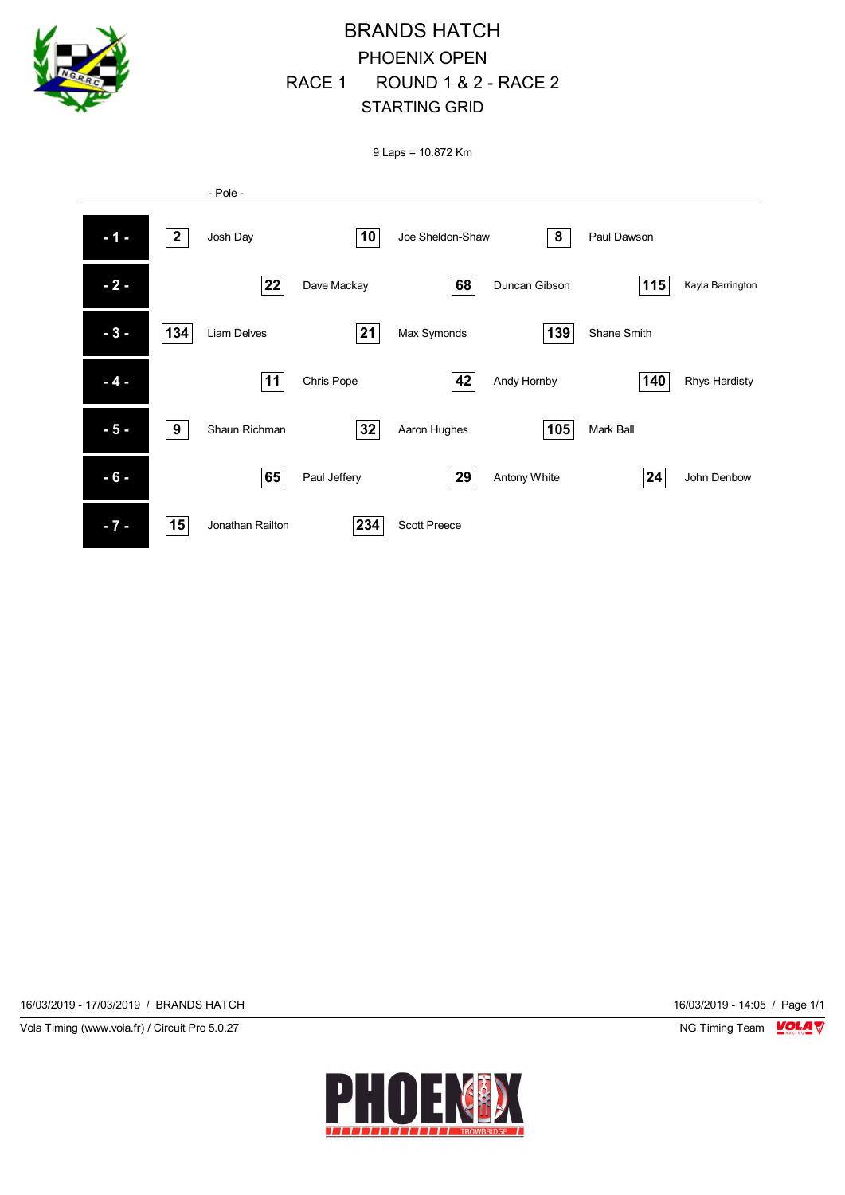# BRANDS HATCH

## PHOENIX OPEN

## RACE 1 ROUND 1 & 2 - RACE 2

## STARTING GRID

9 Laps = 10.872 Km

- Pole -

| | | | | | | | | | | | | |
|---|---|---|---|---|---|---|---|---|---|---|---|---|
| - 1 - | 2 | Josh Day | | | 10 | Joe Sheldon-Shaw | | | 8 | Paul Dawson | | |
| - 2 - | | | 22 | Dave Mackay | | | 68 | Duncan Gibson | | | 115 | Kayla Barrington |
| - 3 - | 134 | Liam Delves | | | 21 | Max Symonds | | | 139 | Shane Smith | | |
| - 4 - | | | 11 | Chris Pope | | | 42 | Andy Hornby | | | 140 | Rhys Hardisty |
| - 5 - | 9 | Shaun Richman | | | 32 | Aaron Hughes | | | 105 | Mark Ball | | |
| - 6 - | | | 65 | Paul Jeffery | | | 29 | Antony White | | | 24 | John Denbow |
| - 7 - | 15 | Jonathan Railton | | | 234 | Scott Preece | | | | | | |

16/03/2019 - 17/03/2019 / BRANDS HATCH

16/03/2019 - 14:05 / Page 1/1

Vola Timing (www.vola.fr) / Circuit Pro 5.0.27

NG Timing Team